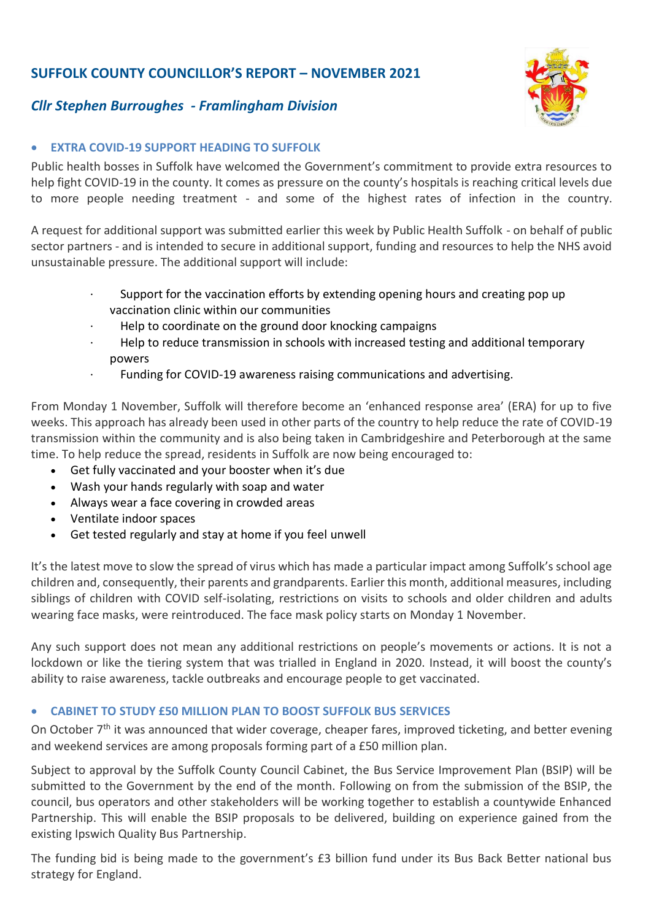## SUFFOLK COUNTY COUNCILLOR'S REPORT – NOVEMBER 2021

### *Cllr Stephen Burroughes - Framlingham Division*

- **EXTRA COVID-19 SUPPORT HEADING TO SUFFOLK**

Public health bosses in Suffolk have welcomed the Government's commitment to provide extra resources to help fight COVID-19 in the county. It comes as pressure on the county's hospitals is reaching critical levels due to more people needing treatment - and some of the highest rates of infection in the country.

A request for additional support was submitted earlier this week by Public Health Suffolk - on behalf of public sector partners - and is intended to secure in additional support, funding and resources to help the NHS avoid unsustainable pressure. The additional support will include:

- Support for the vaccination efforts by extending opening hours and creating pop up vaccination clinic within our communities
- Help to coordinate on the ground door knocking campaigns
- Help to reduce transmission in schools with increased testing and additional temporary powers
- Funding for COVID-19 awareness raising communications and advertising.

From Monday 1 November, Suffolk will therefore become an 'enhanced response area' (ERA) for up to five weeks. This approach has already been used in other parts of the country to help reduce the rate of COVID-19 transmission within the community and is also being taken in Cambridgeshire and Peterborough at the same time. To help reduce the spread, residents in Suffolk are now being encouraged to:

- Get fully vaccinated and your booster when it's due
- Wash your hands regularly with soap and water
- Always wear a face covering in crowded areas
- Ventilate indoor spaces
- Get tested regularly and stay at home if you feel unwell

It's the latest move to slow the spread of virus which has made a particular impact among Suffolk's school age children and, consequently, their parents and grandparents. Earlier this month, additional measures, including siblings of children with COVID self-isolating, restrictions on visits to schools and older children and adults wearing face masks, were reintroduced. The face mask policy starts on Monday 1 November.

Any such support does not mean any additional restrictions on people's movements or actions. It is not a lockdown or like the tiering system that was trialled in England in 2020. Instead, it will boost the county's ability to raise awareness, tackle outbreaks and encourage people to get vaccinated.

- **CABINET TO STUDY £50 MILLION PLAN TO BOOST SUFFOLK BUS SERVICES**

On October 7th it was announced that wider coverage, cheaper fares, improved ticketing, and better evening and weekend services are among proposals forming part of a £50 million plan.

Subject to approval by the Suffolk County Council Cabinet, the Bus Service Improvement Plan (BSIP) will be submitted to the Government by the end of the month. Following on from the submission of the BSIP, the council, bus operators and other stakeholders will be working together to establish a countywide Enhanced Partnership. This will enable the BSIP proposals to be delivered, building on experience gained from the existing Ipswich Quality Bus Partnership.

The funding bid is being made to the government's £3 billion fund under its Bus Back Better national bus strategy for England.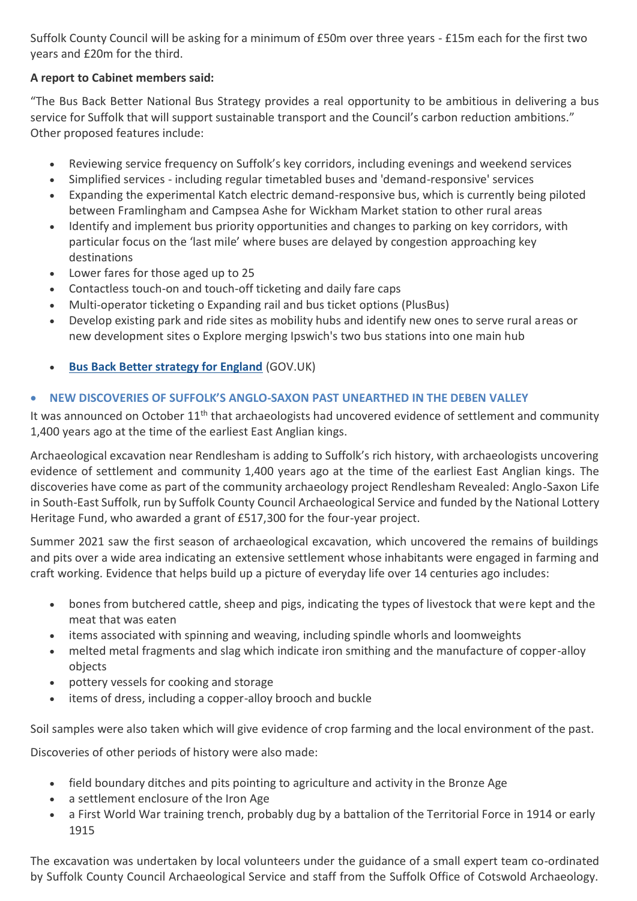Suffolk County Council will be asking for a minimum of £50m over three years - £15m each for the first two years and £20m for the third.

**A report to Cabinet members said:**

"The Bus Back Better National Bus Strategy provides a real opportunity to be ambitious in delivering a bus service for Suffolk that will support sustainable transport and the Council's carbon reduction ambitions." Other proposed features include:

- Reviewing service frequency on Suffolk's key corridors, including evenings and weekend services
- Simplified services - including regular timetabled buses and 'demand-responsive' services
- Expanding the experimental Katch electric demand-responsive bus, which is currently being piloted between Framlingham and Campsea Ashe for Wickham Market station to other rural areas
- Identify and implement bus priority opportunities and changes to parking on key corridors, with particular focus on the 'last mile' where buses are delayed by congestion approaching key destinations
- Lower fares for those aged up to 25
- Contactless touch-on and touch-off ticketing and daily fare caps
- Multi-operator ticketing o Expanding rail and bus ticket options (PlusBus)
- Develop existing park and ride sites as mobility hubs and identify new ones to serve rural areas or new development sites o Explore merging Ipswich's two bus stations into one main hub

- **Bus Back Better strategy for England** (GOV.UK)

- **NEW DISCOVERIES OF SUFFOLK'S ANGLO-SAXON PAST UNEARTHED IN THE DEBEN VALLEY**

It was announced on October 11th that archaeologists had uncovered evidence of settlement and community 1,400 years ago at the time of the earliest East Anglian kings.

Archaeological excavation near Rendlesham is adding to Suffolk's rich history, with archaeologists uncovering evidence of settlement and community 1,400 years ago at the time of the earliest East Anglian kings. The discoveries have come as part of the community archaeology project Rendlesham Revealed: Anglo-Saxon Life in South-East Suffolk, run by Suffolk County Council Archaeological Service and funded by the National Lottery Heritage Fund, who awarded a grant of £517,300 for the four-year project.

Summer 2021 saw the first season of archaeological excavation, which uncovered the remains of buildings and pits over a wide area indicating an extensive settlement whose inhabitants were engaged in farming and craft working. Evidence that helps build up a picture of everyday life over 14 centuries ago includes:

- bones from butchered cattle, sheep and pigs, indicating the types of livestock that were kept and the meat that was eaten
- items associated with spinning and weaving, including spindle whorls and loomweights
- melted metal fragments and slag which indicate iron smithing and the manufacture of copper-alloy objects
- pottery vessels for cooking and storage
- items of dress, including a copper-alloy brooch and buckle

Soil samples were also taken which will give evidence of crop farming and the local environment of the past.

Discoveries of other periods of history were also made:

- field boundary ditches and pits pointing to agriculture and activity in the Bronze Age
- a settlement enclosure of the Iron Age
- a First World War training trench, probably dug by a battalion of the Territorial Force in 1914 or early 1915

The excavation was undertaken by local volunteers under the guidance of a small expert team co-ordinated by Suffolk County Council Archaeological Service and staff from the Suffolk Office of Cotswold Archaeology.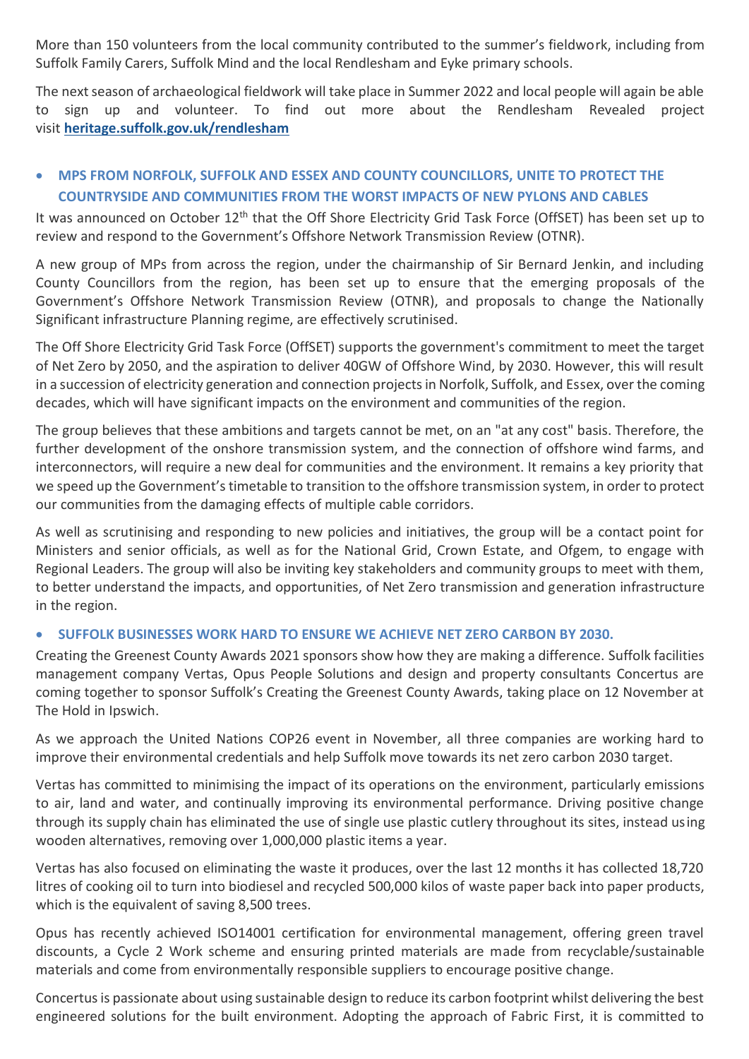More than 150 volunteers from the local community contributed to the summer's fieldwork, including from Suffolk Family Carers, Suffolk Mind and the local Rendlesham and Eyke primary schools.

The next season of archaeological fieldwork will take place in Summer 2022 and local people will again be able to sign up and volunteer. To find out more about the Rendlesham Revealed project visit **heritage.suffolk.gov.uk/rendlesham**

- **MPS FROM NORFOLK, SUFFOLK AND ESSEX AND COUNTY COUNCILLORS, UNITE TO PROTECT THE COUNTRYSIDE AND COMMUNITIES FROM THE WORST IMPACTS OF NEW PYLONS AND CABLES**

It was announced on October 12th that the Off Shore Electricity Grid Task Force (OffSET) has been set up to review and respond to the Government's Offshore Network Transmission Review (OTNR).

A new group of MPs from across the region, under the chairmanship of Sir Bernard Jenkin, and including County Councillors from the region, has been set up to ensure that the emerging proposals of the Government's Offshore Network Transmission Review (OTNR), and proposals to change the Nationally Significant infrastructure Planning regime, are effectively scrutinised.

The Off Shore Electricity Grid Task Force (OffSET) supports the government's commitment to meet the target of Net Zero by 2050, and the aspiration to deliver 40GW of Offshore Wind, by 2030. However, this will result in a succession of electricity generation and connection projects in Norfolk, Suffolk, and Essex, over the coming decades, which will have significant impacts on the environment and communities of the region.

The group believes that these ambitions and targets cannot be met, on an "at any cost" basis. Therefore, the further development of the onshore transmission system, and the connection of offshore wind farms, and interconnectors, will require a new deal for communities and the environment. It remains a key priority that we speed up the Government's timetable to transition to the offshore transmission system, in order to protect our communities from the damaging effects of multiple cable corridors.

As well as scrutinising and responding to new policies and initiatives, the group will be a contact point for Ministers and senior officials, as well as for the National Grid, Crown Estate, and Ofgem, to engage with Regional Leaders. The group will also be inviting key stakeholders and community groups to meet with them, to better understand the impacts, and opportunities, of Net Zero transmission and generation infrastructure in the region.

- **SUFFOLK BUSINESSES WORK HARD TO ENSURE WE ACHIEVE NET ZERO CARBON BY 2030.**

Creating the Greenest County Awards 2021 sponsors show how they are making a difference. Suffolk facilities management company Vertas, Opus People Solutions and design and property consultants Concertus are coming together to sponsor Suffolk's Creating the Greenest County Awards, taking place on 12 November at The Hold in Ipswich.

As we approach the United Nations COP26 event in November, all three companies are working hard to improve their environmental credentials and help Suffolk move towards its net zero carbon 2030 target.

Vertas has committed to minimising the impact of its operations on the environment, particularly emissions to air, land and water, and continually improving its environmental performance. Driving positive change through its supply chain has eliminated the use of single use plastic cutlery throughout its sites, instead using wooden alternatives, removing over 1,000,000 plastic items a year.

Vertas has also focused on eliminating the waste it produces, over the last 12 months it has collected 18,720 litres of cooking oil to turn into biodiesel and recycled 500,000 kilos of waste paper back into paper products, which is the equivalent of saving 8,500 trees.

Opus has recently achieved ISO14001 certification for environmental management, offering green travel discounts, a Cycle 2 Work scheme and ensuring printed materials are made from recyclable/sustainable materials and come from environmentally responsible suppliers to encourage positive change.

Concertus is passionate about using sustainable design to reduce its carbon footprint whilst delivering the best engineered solutions for the built environment. Adopting the approach of Fabric First, it is committed to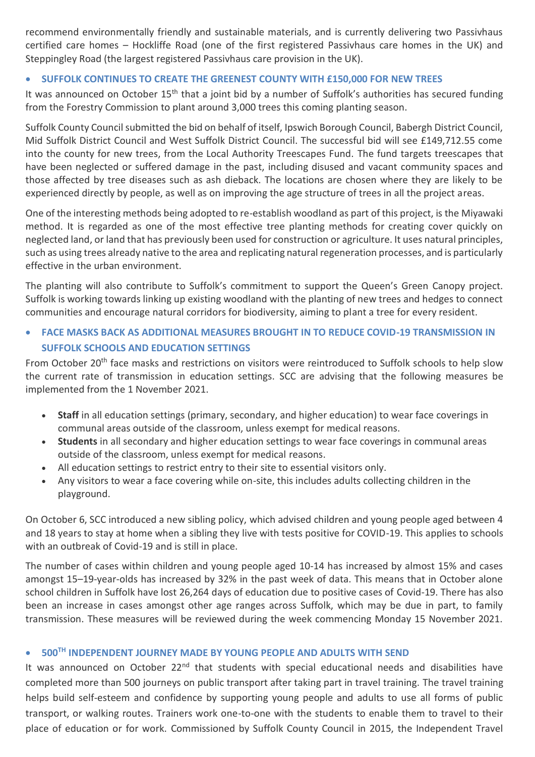recommend environmentally friendly and sustainable materials, and is currently delivering two Passivhaus certified care homes – Hockliffe Road (one of the first registered Passivhaus care homes in the UK) and Steppingley Road (the largest registered Passivhaus care provision in the UK).

- **SUFFOLK CONTINUES TO CREATE THE GREENEST COUNTY WITH £150,000 FOR NEW TREES**

It was announced on October 15th that a joint bid by a number of Suffolk's authorities has secured funding from the Forestry Commission to plant around 3,000 trees this coming planting season.

Suffolk County Council submitted the bid on behalf of itself, Ipswich Borough Council, Babergh District Council, Mid Suffolk District Council and West Suffolk District Council. The successful bid will see £149,712.55 come into the county for new trees, from the Local Authority Treescapes Fund. The fund targets treescapes that have been neglected or suffered damage in the past, including disused and vacant community spaces and those affected by tree diseases such as ash dieback. The locations are chosen where they are likely to be experienced directly by people, as well as on improving the age structure of trees in all the project areas.

One of the interesting methods being adopted to re-establish woodland as part of this project, is the Miyawaki method. It is regarded as one of the most effective tree planting methods for creating cover quickly on neglected land, or land that has previously been used for construction or agriculture. It uses natural principles, such as using trees already native to the area and replicating natural regeneration processes, and is particularly effective in the urban environment.

The planting will also contribute to Suffolk's commitment to support the Queen's Green Canopy project. Suffolk is working towards linking up existing woodland with the planting of new trees and hedges to connect communities and encourage natural corridors for biodiversity, aiming to plant a tree for every resident.

- **FACE MASKS BACK AS ADDITIONAL MEASURES BROUGHT IN TO REDUCE COVID-19 TRANSMISSION IN SUFFOLK SCHOOLS AND EDUCATION SETTINGS**

From October 20th face masks and restrictions on visitors were reintroduced to Suffolk schools to help slow the current rate of transmission in education settings. SCC are advising that the following measures be implemented from the 1 November 2021.

- **Staff** in all education settings (primary, secondary, and higher education) to wear face coverings in communal areas outside of the classroom, unless exempt for medical reasons.
- **Students** in all secondary and higher education settings to wear face coverings in communal areas outside of the classroom, unless exempt for medical reasons.
- All education settings to restrict entry to their site to essential visitors only.
- Any visitors to wear a face covering while on-site, this includes adults collecting children in the playground.

On October 6, SCC introduced a new sibling policy, which advised children and young people aged between 4 and 18 years to stay at home when a sibling they live with tests positive for COVID-19. This applies to schools with an outbreak of Covid-19 and is still in place.

The number of cases within children and young people aged 10-14 has increased by almost 15% and cases amongst 15–19-year-olds has increased by 32% in the past week of data. This means that in October alone school children in Suffolk have lost 26,264 days of education due to positive cases of Covid-19. There has also been an increase in cases amongst other age ranges across Suffolk, which may be due in part, to family transmission. These measures will be reviewed during the week commencing Monday 15 November 2021.

- **500TH INDEPENDENT JOURNEY MADE BY YOUNG PEOPLE AND ADULTS WITH SEND**

It was announced on October 22nd that students with special educational needs and disabilities have completed more than 500 journeys on public transport after taking part in travel training. The travel training helps build self-esteem and confidence by supporting young people and adults to use all forms of public transport, or walking routes. Trainers work one-to-one with the students to enable them to travel to their place of education or for work. Commissioned by Suffolk County Council in 2015, the Independent Travel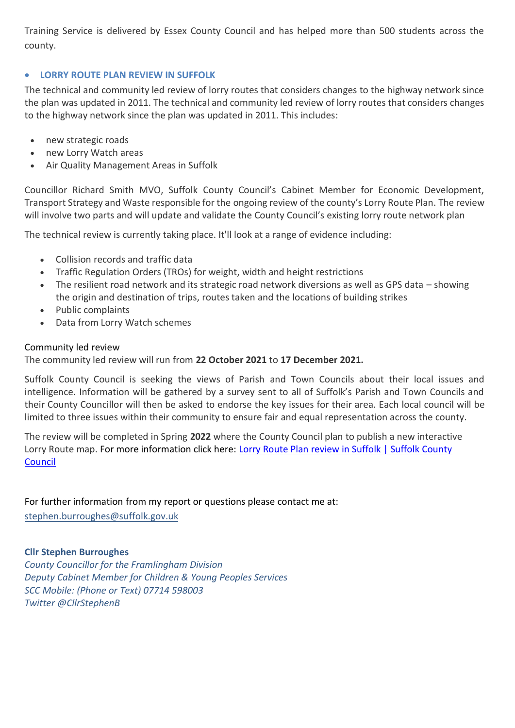Training Service is delivered by Essex County Council and has helped more than 500 students across the county.

- **LORRY ROUTE PLAN REVIEW IN SUFFOLK**

The technical and community led review of lorry routes that considers changes to the highway network since the plan was updated in 2011. The technical and community led review of lorry routes that considers changes to the highway network since the plan was updated in 2011. This includes:

- new strategic roads
- new Lorry Watch areas
- Air Quality Management Areas in Suffolk

Councillor Richard Smith MVO, Suffolk County Council's Cabinet Member for Economic Development, Transport Strategy and Waste responsible for the ongoing review of the county's Lorry Route Plan. The review will involve two parts and will update and validate the County Council's existing lorry route network plan

The technical review is currently taking place. It'll look at a range of evidence including:

- Collision records and traffic data
- Traffic Regulation Orders (TROs) for weight, width and height restrictions
- The resilient road network and its strategic road network diversions as well as GPS data – showing the origin and destination of trips, routes taken and the locations of building strikes
- Public complaints
- Data from Lorry Watch schemes

Community led review
The community led review will run from **22 October 2021** to **17 December 2021.**

Suffolk County Council is seeking the views of Parish and Town Councils about their local issues and intelligence. Information will be gathered by a survey sent to all of Suffolk's Parish and Town Councils and their County Councillor will then be asked to endorse the key issues for their area. Each local council will be limited to three issues within their community to ensure fair and equal representation across the county.

The review will be completed in Spring **2022** where the County Council plan to publish a new interactive Lorry Route map. For more information click here: [Lorry Route Plan review in Suffolk | Suffolk County Council]()

For further information from my report or questions please contact me at:
[stephen.burroughes@suffolk.gov.uk](mailto:stephen.burroughes@suffolk.gov.uk)

**Cllr Stephen Burroughes**
*County Councillor for the Framlingham Division*
*Deputy Cabinet Member for Children & Young Peoples Services*
*SCC Mobile: (Phone or Text) 07714 598003*
*Twitter @CllrStephenB*